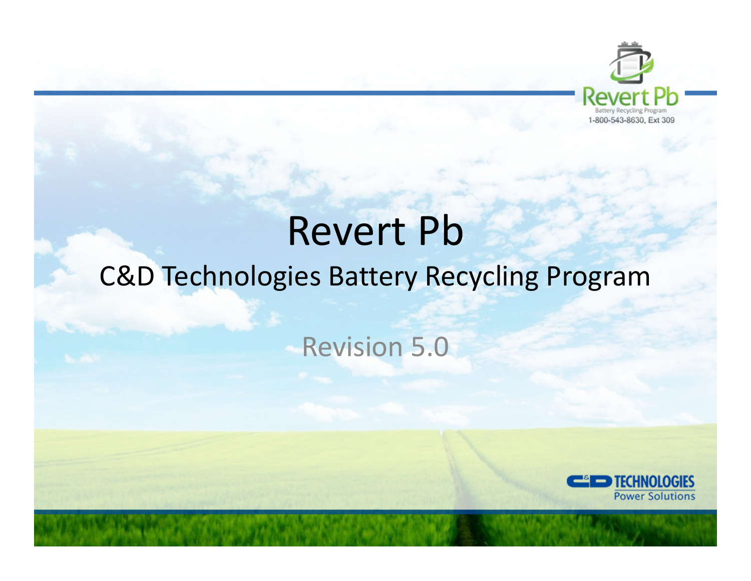Revert Pb

Battery Recycling Program

1-800-543-8630, Ext 309

# Revert Pb

## C&D Technologies Battery Recycling Program

Revision 5.0

C&D TECHNOLOGIES

Power Solutions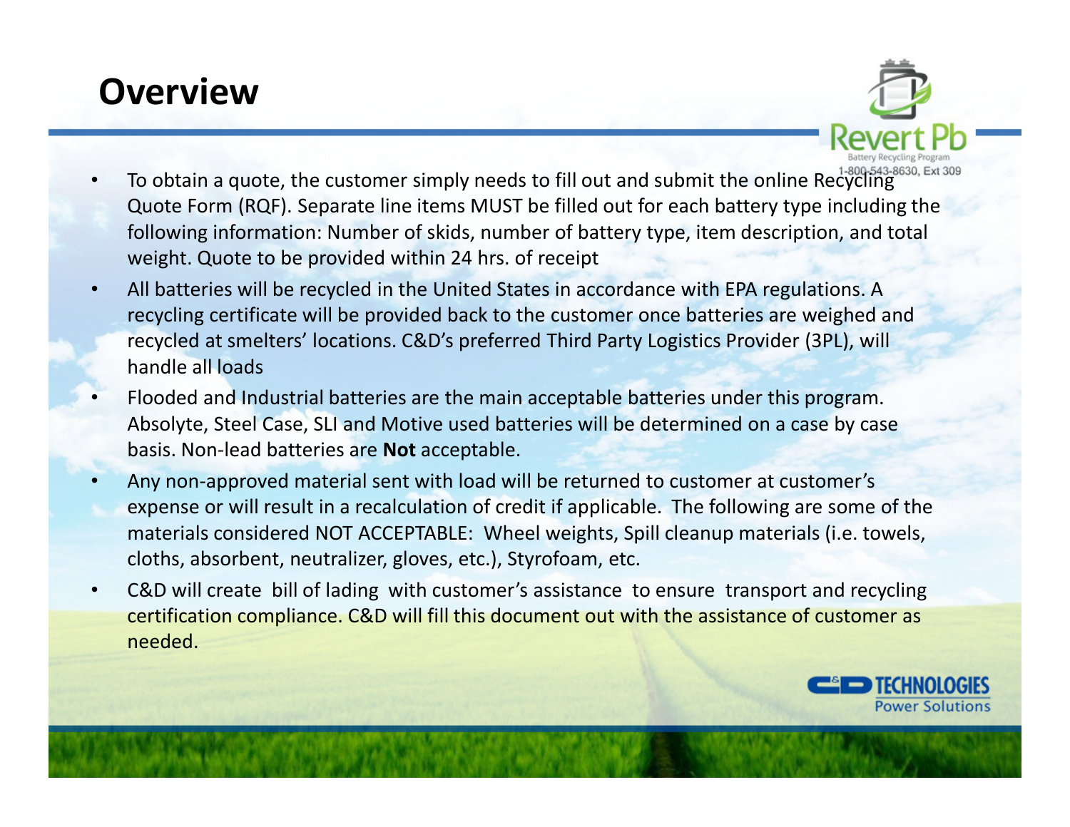# Overview

- To obtain a quote, the customer simply needs to fill out and submit the online Recycling Quote Form (RQF). Separate line items MUST be filled out for each battery type including the following information: Number of skids, number of battery type, item description, and total weight. Quote to be provided within 24 hrs. of receipt
- All batteries will be recycled in the United States in accordance with EPA regulations. A recycling certificate will be provided back to the customer once batteries are weighed and recycled at smelters' locations. C&D's preferred Third Party Logistics Provider (3PL), will handle all loads
- Flooded and Industrial batteries are the main acceptable batteries under this program. Absolyte, Steel Case, SLI and Motive used batteries will be determined on a case by case basis. Non-lead batteries are **Not** acceptable.
- Any non-approved material sent with load will be returned to customer at customer's expense or will result in a recalculation of credit if applicable. The following are some of the materials considered NOT ACCEPTABLE: Wheel weights, Spill cleanup materials (i.e. towels, cloths, absorbent, neutralizer, gloves, etc.), Styrofoam, etc.
- C&D will create bill of lading with customer's assistance to ensure transport and recycling certification compliance. C&D will fill this document out with the assistance of customer as needed.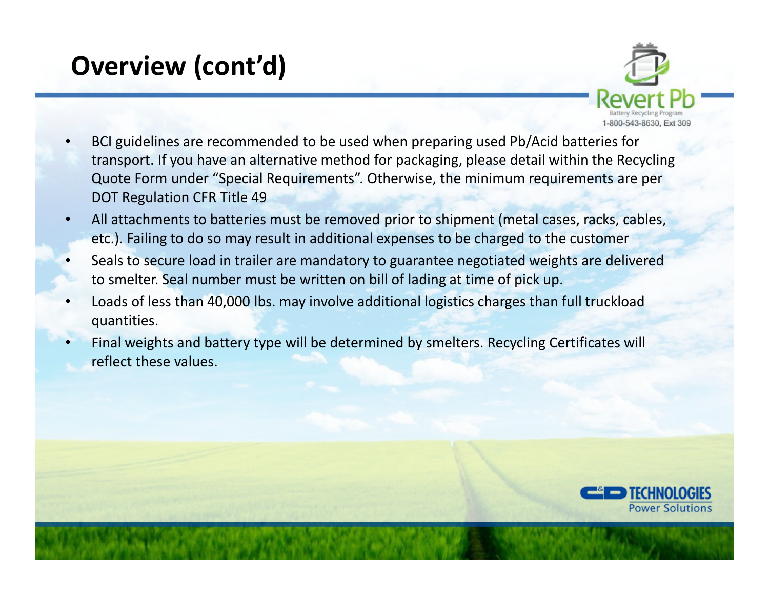# Overview (cont'd)

- BCI guidelines are recommended to be used when preparing used Pb/Acid batteries for transport. If you have an alternative method for packaging, please detail within the Recycling Quote Form under "Special Requirements". Otherwise, the minimum requirements are per DOT Regulation CFR Title 49
- All attachments to batteries must be removed prior to shipment (metal cases, racks, cables, etc.). Failing to do so may result in additional expenses to be charged to the customer
- Seals to secure load in trailer are mandatory to guarantee negotiated weights are delivered to smelter. Seal number must be written on bill of lading at time of pick up.
- Loads of less than 40,000 lbs. may involve additional logistics charges than full truckload quantities.
- Final weights and battery type will be determined by smelters. Recycling Certificates will reflect these values.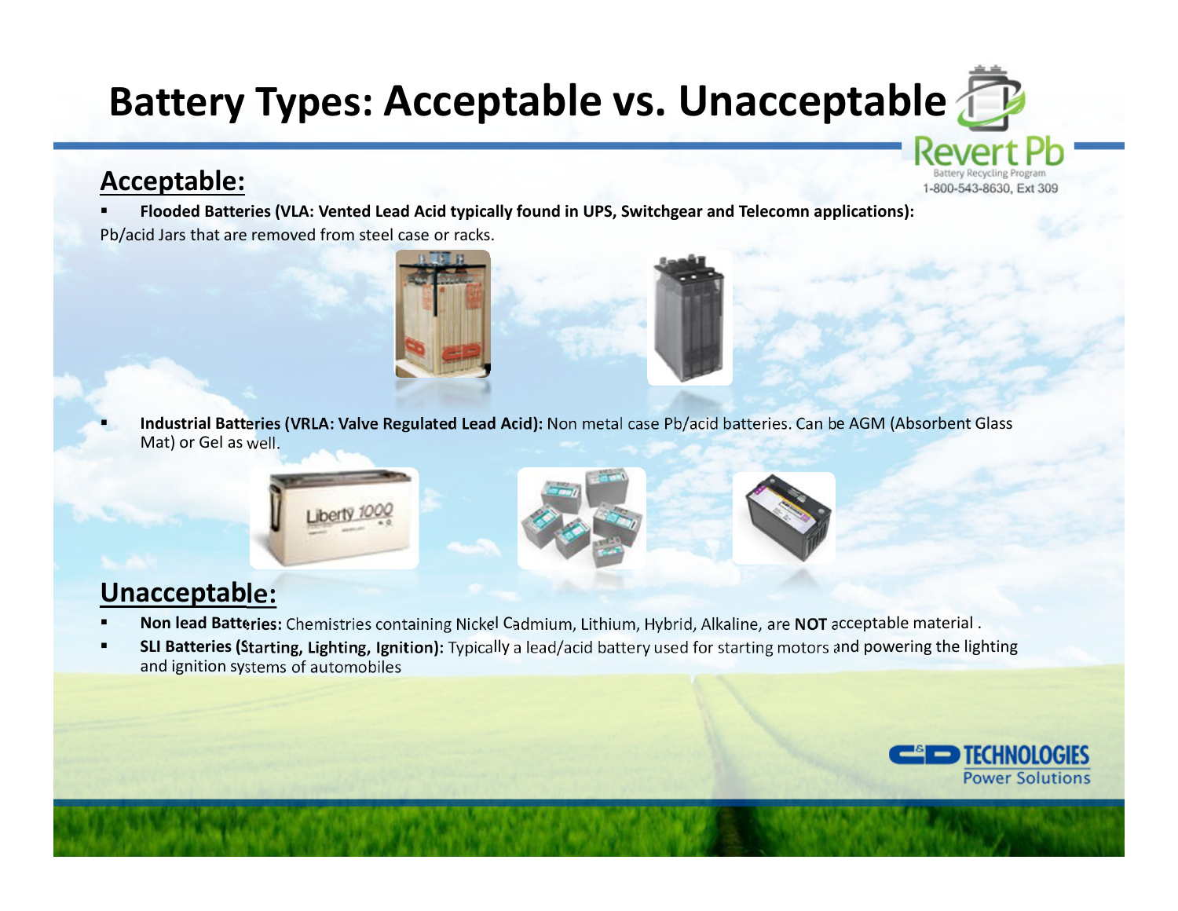# Battery Types: Acceptable vs. Unacceptable

Revert Pb
Battery Recycling Program
1-800-543-8630, Ext 309

## Acceptable:

- **Flooded Batteries (VLA: Vented Lead Acid typically found in UPS, Switchgear and Telecomn applications):**

Pb/acid Jars that are removed from steel case or racks.

- **Industrial Batteries (VRLA: Valve Regulated Lead Acid):** Non metal case Pb/acid batteries. Can be AGM (Absorbent Glass Mat) or Gel as well.

## Unacceptable:

- **Non lead Batteries:** Chemistries containing Nickel Cadmium, Lithium, Hybrid, Alkaline, are **NOT** acceptable material .
- **SLI Batteries (Starting, Lighting, Ignition):** Typically a lead/acid battery used for starting motors and powering the lighting and ignition systems of automobiles

C&D TECHNOLOGIES
Power Solutions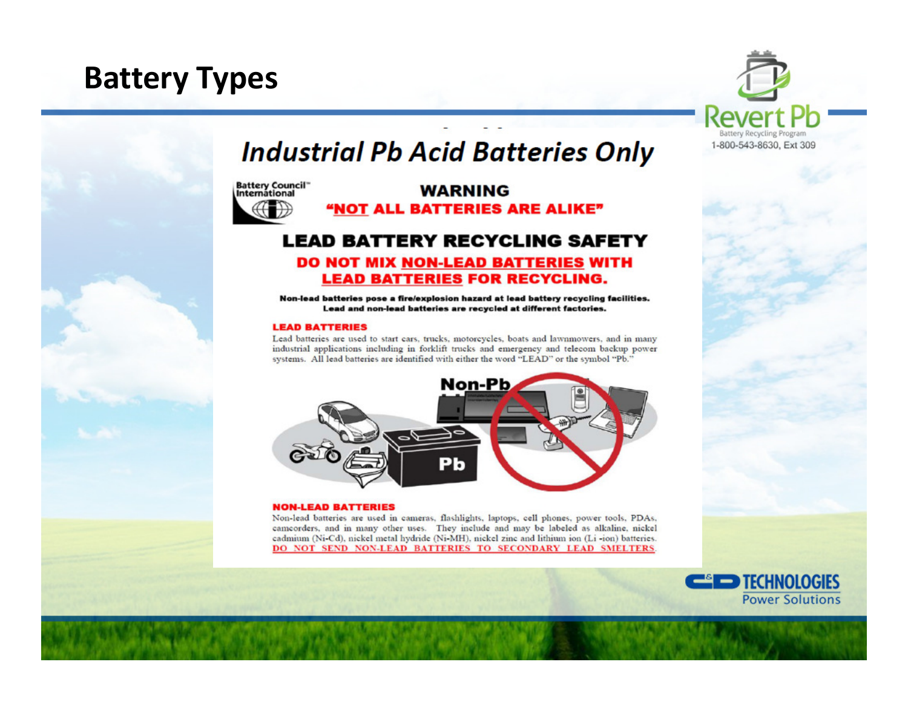# Battery Types

Revert Pb
Battery Recycling Program
1-800-543-8630, Ext 309

## *Industrial Pb Acid Batteries Only*

Battery Council International

**WARNING**

**"NOT ALL BATTERIES ARE ALIKE"**

## LEAD BATTERY RECYCLING SAFETY

**DO NOT MIX NON-LEAD BATTERIES WITH LEAD BATTERIES FOR RECYCLING.**

**Non-lead batteries pose a fire/explosion hazard at lead battery recycling facilities. Lead and non-lead batteries are recycled at different factories.**

**LEAD BATTERIES**

Lead batteries are used to start cars, trucks, motorcycles, boats and lawnmowers, and in many industrial applications including in forklift trucks and emergency and telecom backup power systems. All lead batteries are identified with either the word "LEAD" or the symbol "Pb."

Non-Pb

Pb

**NON-LEAD BATTERIES**

Non-lead batteries are used in cameras, flashlights, laptops, cell phones, power tools, PDAs, camcorders, and in many other uses. They include and may be labeled as alkaline, nickel cadmium (Ni-Cd), nickel metal hydride (Ni-MH), nickel zinc and lithium ion (Li -ion) batteries. DO NOT SEND NON-LEAD BATTERIES TO SECONDARY LEAD SMELTERS.

C&D TECHNOLOGIES
Power Solutions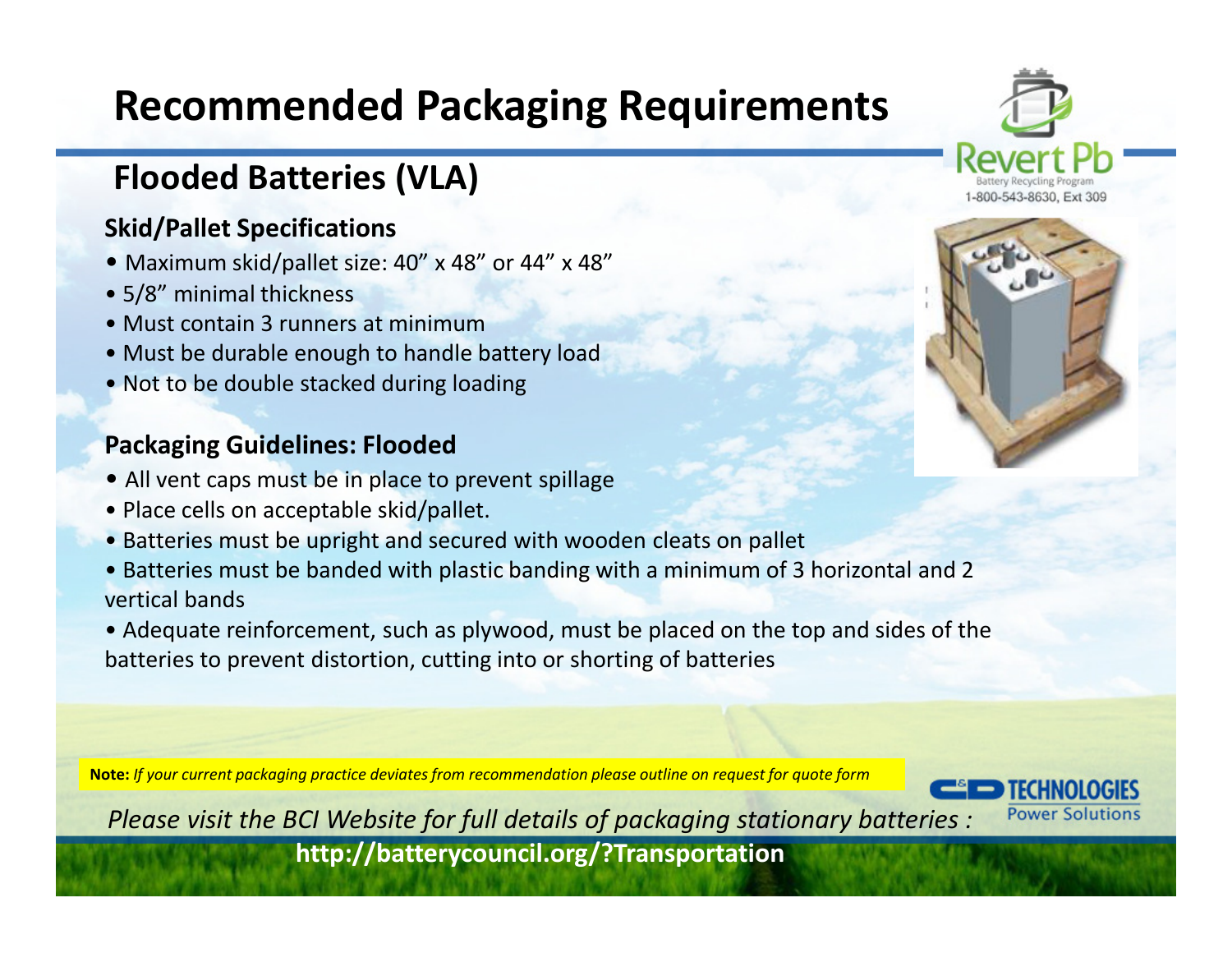# Recommended Packaging Requirements

## Flooded Batteries (VLA)

Revert Pb
Battery Recycling Program
1-800-543-8630, Ext 309

### Skid/Pallet Specifications

- Maximum skid/pallet size: 40" x 48" or 44" x 48"
- 5/8" minimal thickness
- Must contain 3 runners at minimum
- Must be durable enough to handle battery load
- Not to be double stacked during loading

### Packaging Guidelines: Flooded

- All vent caps must be in place to prevent spillage
- Place cells on acceptable skid/pallet.
- Batteries must be upright and secured with wooden cleats on pallet
- Batteries must be banded with plastic banding with a minimum of 3 horizontal and 2 vertical bands
- Adequate reinforcement, such as plywood, must be placed on the top and sides of the batteries to prevent distortion, cutting into or shorting of batteries

**Note:** *If your current packaging practice deviates from recommendation please outline on request for quote form*

*Please visit the BCI Website for full details of packaging stationary batteries :*

**http://batterycouncil.org/?Transportation**

C&D TECHNOLOGIES
Power Solutions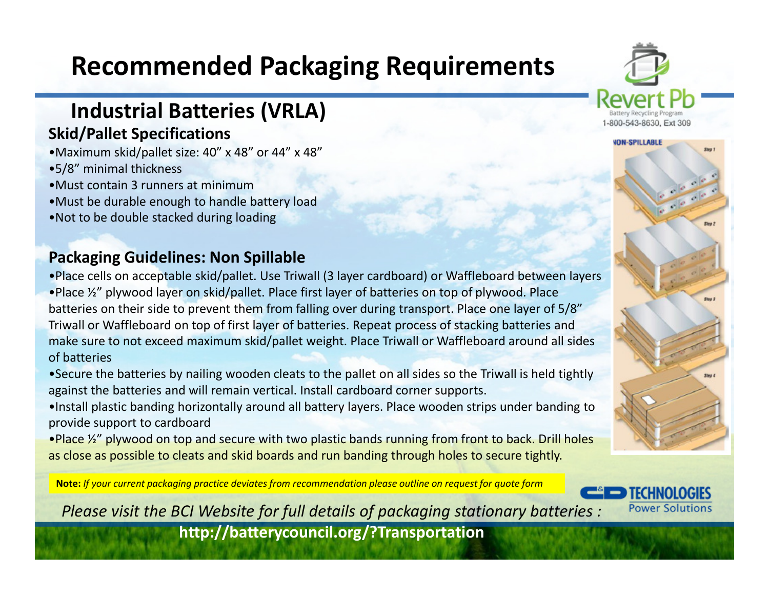# Recommended Packaging Requirements

## Industrial Batteries (VRLA)

### Skid/Pallet Specifications

- Maximum skid/pallet size: 40" x 48" or 44" x 48"
- 5/8" minimal thickness
- Must contain 3 runners at minimum
- Must be durable enough to handle battery load
- Not to be double stacked during loading

### Packaging Guidelines: Non Spillable

- Place cells on acceptable skid/pallet. Use Triwall (3 layer cardboard) or Waffleboard between layers
- Place ½" plywood layer on skid/pallet. Place first layer of batteries on top of plywood. Place batteries on their side to prevent them from falling over during transport. Place one layer of 5/8" Triwall or Waffleboard on top of first layer of batteries. Repeat process of stacking batteries and make sure to not exceed maximum skid/pallet weight. Place Triwall or Waffleboard around all sides of batteries
- Secure the batteries by nailing wooden cleats to the pallet on all sides so the Triwall is held tightly against the batteries and will remain vertical. Install cardboard corner supports.
- Install plastic banding horizontally around all battery layers. Place wooden strips under banding to provide support to cardboard
- Place ½" plywood on top and secure with two plastic bands running from front to back. Drill holes as close as possible to cleats and skid boards and run banding through holes to secure tightly.

**Note:** *If your current packaging practice deviates from recommendation please outline on request for quote form*

*Please visit the BCI Website for full details of packaging stationary batteries :*

**http://batterycouncil.org/?Transportation**

Revert Pb Battery Recycling Program 1-800-543-8630, Ext 309

C&D TECHNOLOGIES Power Solutions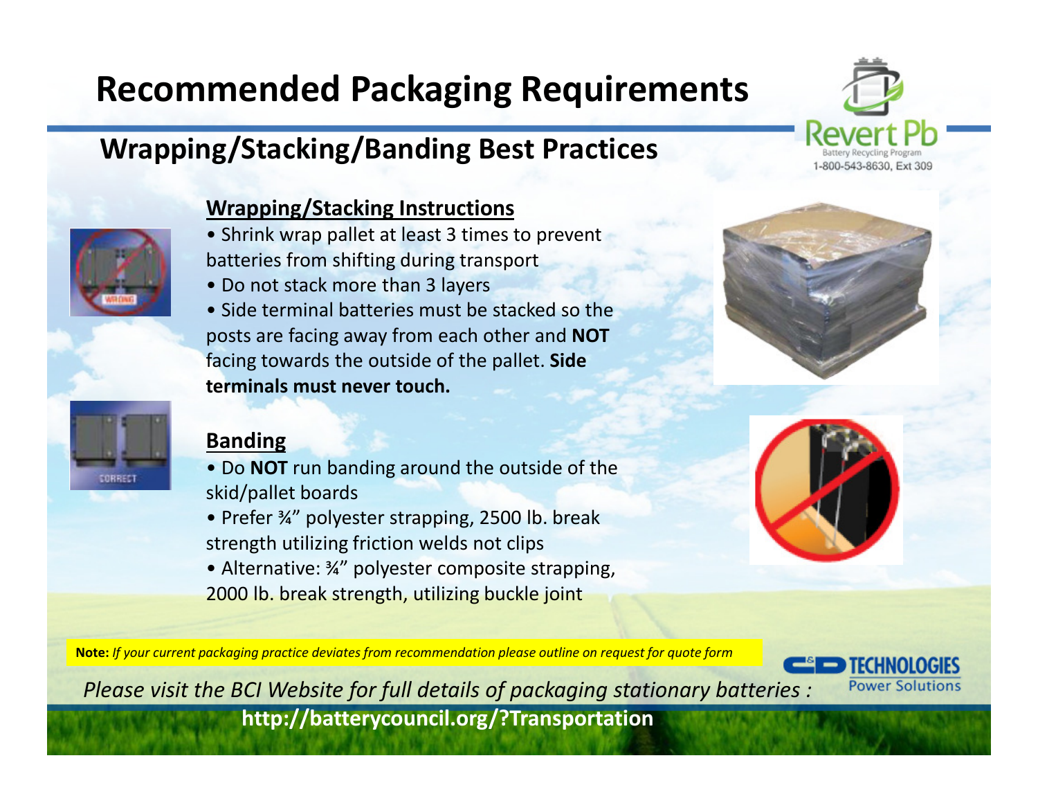# Recommended Packaging Requirements

## Wrapping/Stacking/Banding Best Practices

Revert Pb
Battery Recycling Program
1-800-543-8630, Ext 309

### Wrapping/Stacking Instructions

- Shrink wrap pallet at least 3 times to prevent batteries from shifting during transport
- Do not stack more than 3 layers
- Side terminal batteries must be stacked so the posts are facing away from each other and **NOT** facing towards the outside of the pallet. **Side terminals must never touch.**

### Banding

- Do **NOT** run banding around the outside of the skid/pallet boards
- Prefer ¾" polyester strapping, 2500 lb. break strength utilizing friction welds not clips
- Alternative: ¾" polyester composite strapping, 2000 lb. break strength, utilizing buckle joint

**Note:** *If your current packaging practice deviates from recommendation please outline on request for quote form*

*Please visit the BCI Website for full details of packaging stationary batteries :*

**http://batterycouncil.org/?Transportation**

C&D TECHNOLOGIES
Power Solutions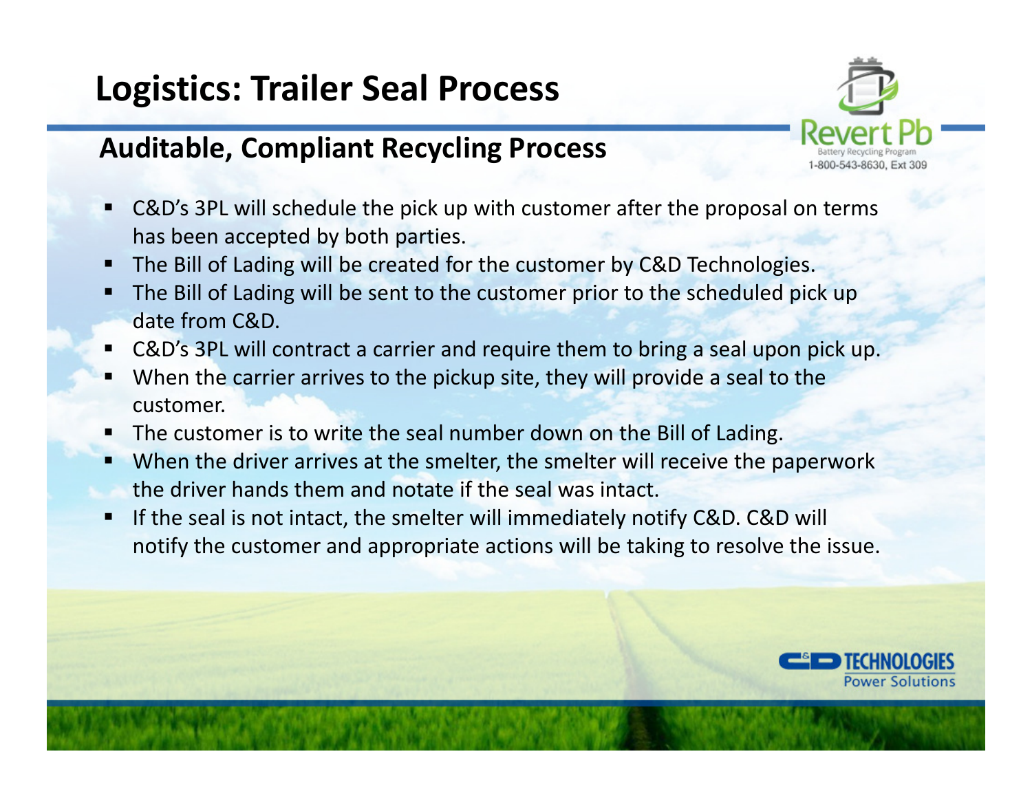# Logistics: Trailer Seal Process

Revert Pb
Battery Recycling Program
1-800-543-8630, Ext 309

## Auditable, Compliant Recycling Process

- C&D's 3PL will schedule the pick up with customer after the proposal on terms has been accepted by both parties.
- The Bill of Lading will be created for the customer by C&D Technologies.
- The Bill of Lading will be sent to the customer prior to the scheduled pick up date from C&D.
- C&D's 3PL will contract a carrier and require them to bring a seal upon pick up.
- When the carrier arrives to the pickup site, they will provide a seal to the customer.
- The customer is to write the seal number down on the Bill of Lading.
- When the driver arrives at the smelter, the smelter will receive the paperwork the driver hands them and notate if the seal was intact.
- If the seal is not intact, the smelter will immediately notify C&D. C&D will notify the customer and appropriate actions will be taking to resolve the issue.

C&D TECHNOLOGIES
Power Solutions